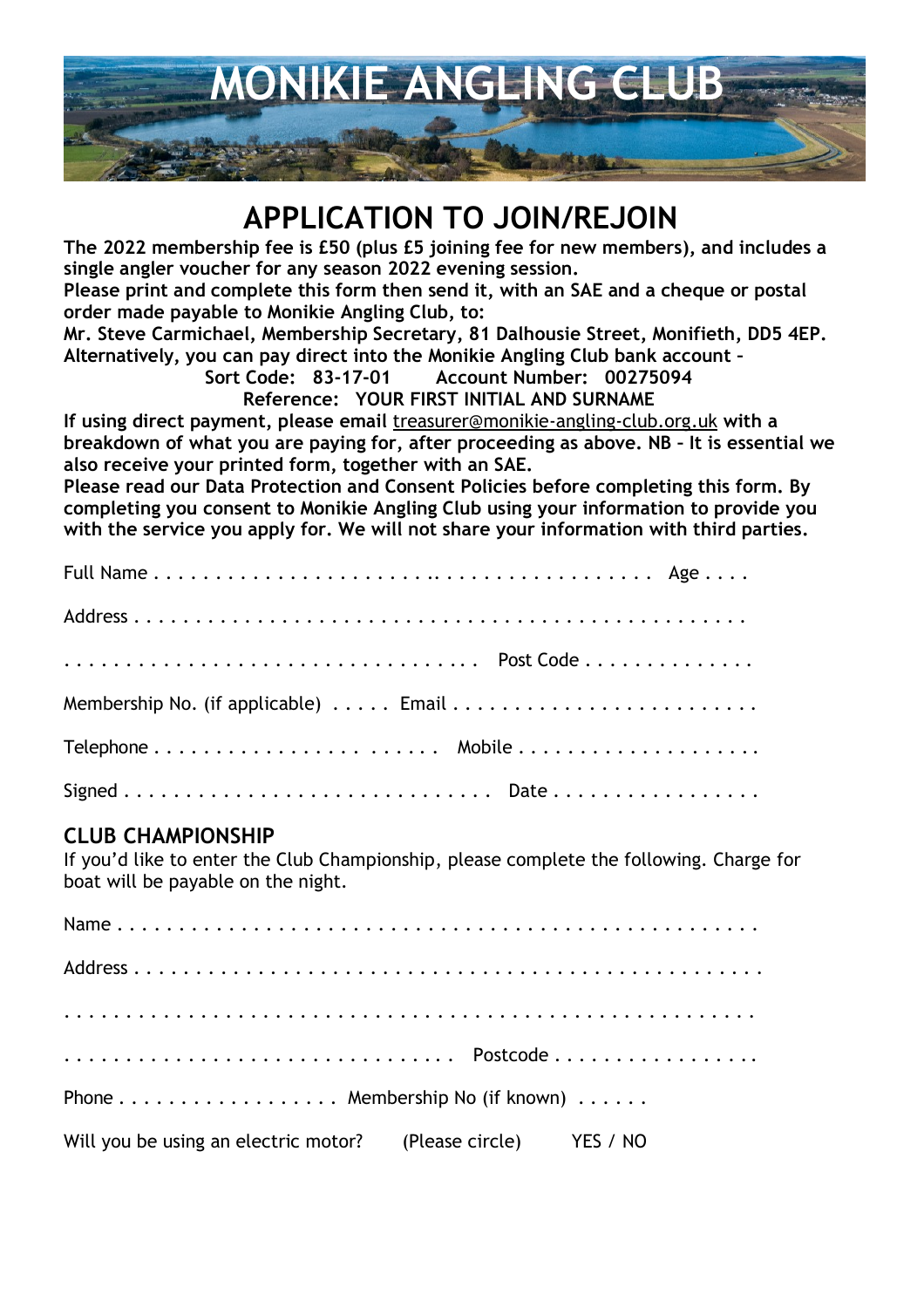# MONIKIE ANGLING CLUB

## APPLICATION TO JOIN/REJOIN

**The 2022 membership fee is £50 (plus £5 joining fee for new members), and includes a single angler voucher for any season 2022 evening session.**
**Please print and complete this form then send it, with an SAE and a cheque or postal order made payable to Monikie Angling Club, to:**
**Mr. Steve Carmichael, Membership Secretary, 81 Dalhousie Street, Monifieth, DD5 4EP.**
**Alternatively, you can pay direct into the Monikie Angling Club bank account –**

**Sort Code: 83-17-01 Account Number: 00275094**
**Reference: YOUR FIRST INITIAL AND SURNAME**

**If using direct payment, please email** treasurer@monikie-angling-club.org.uk **with a breakdown of what you are paying for, after proceeding as above. NB – It is essential we also receive your printed form, together with an SAE.**
**Please read our Data Protection and Consent Policies before completing this form. By completing you consent to Monikie Angling Club using your information to provide you with the service you apply for. We will not share your information with third parties.**

Full Name . . . . . . . . . . . . . . . . . . . . . .. . . . . . . . . . . . . . . . . . Age . . . .

Address . . . . . . . . . . . . . . . . . . . . . . . . . . . . . . . . . . . . . . . . . . . . . . .

. . . . . . . . . . . . . . . . . . . . . . . . . . . . . . . . . Post Code . . . . . . . . . . . . .

Membership No. (if applicable) . . . . . Email . . . . . . . . . . . . . . . . . . . . . . . . .

Telephone . . . . . . . . . . . . . . . . . . . . . . Mobile . . . . . . . . . . . . . . . . . . . .

Signed . . . . . . . . . . . . . . . . . . . . . . . . . . . . . Date . . . . . . . . . . . . . . . . .

### CLUB CHAMPIONSHIP

If you'd like to enter the Club Championship, please complete the following. Charge for boat will be payable on the night.

Name . . . . . . . . . . . . . . . . . . . . . . . . . . . . . . . . . . . . . . . . . . . . . . . . .

Address . . . . . . . . . . . . . . . . . . . . . . . . . . . . . . . . . . . . . . . . . . . . . . .

. . . . . . . . . . . . . . . . . . . . . . . . . . . . . . . . . . . . . . . . . . . . . . . . . . . . .

. . . . . . . . . . . . . . . . . . . . . . . . . . . . . . . Postcode . . . . . . . . . . . . . . . .

Phone . . . . . . . . . . . . . . . . . Membership No (if known) . . . . . .

Will you be using an electric motor? (Please circle) YES / NO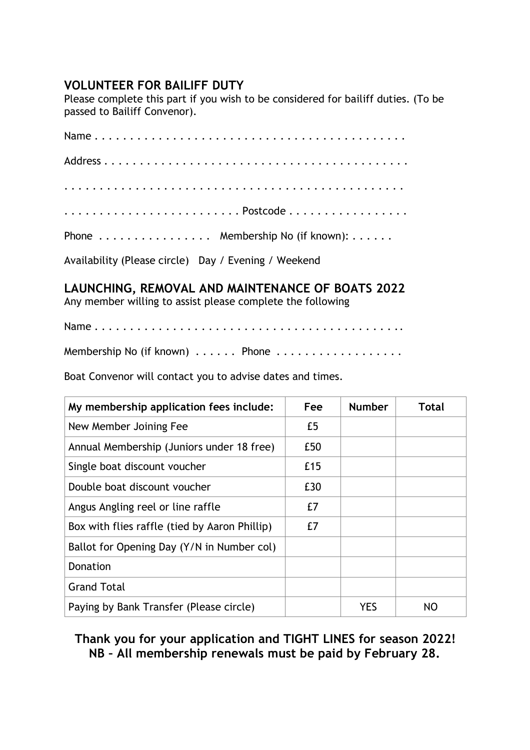## VOLUNTEER FOR BAILIFF DUTY

Please complete this part if you wish to be considered for bailiff duties. (To be passed to Bailiff Convenor).

Name . . . . . . . . . . . . . . . . . . . . . . . . . . . . . . . . . . . . . . . . . .

Address . . . . . . . . . . . . . . . . . . . . . . . . . . . . . . . . . . . . . . . . .

. . . . . . . . . . . . . . . . . . . . . . . . . . . . . . . . . . . . . . . . . . . . .

. . . . . . . . . . . . . . . . . . . . . . . . Postcode . . . . . . . . . . . . . . . . .

Phone . . . . . . . . . . . . . . . . Membership No (if known): . . . . . .

Availability (Please circle) Day / Evening / Weekend

## LAUNCHING, REMOVAL AND MAINTENANCE OF BOATS 2022

Any member willing to assist please complete the following

Name . . . . . . . . . . . . . . . . . . . . . . . . . . . . . . . . . . . . . . . . . .

Membership No (if known) . . . . . . Phone . . . . . . . . . . . . . . . . . .

Boat Convenor will contact you to advise dates and times.

| My membership application fees include: | Fee | Number | Total |
|---|---|---|---|
| New Member Joining Fee | £5 | | |
| Annual Membership (Juniors under 18 free) | £50 | | |
| Single boat discount voucher | £15 | | |
| Double boat discount voucher | £30 | | |
| Angus Angling reel or line raffle | £7 | | |
| Box with flies raffle (tied by Aaron Phillip) | £7 | | |
| Ballot for Opening Day (Y/N in Number col) | | | |
| Donation | | | |
| Grand Total | | | |
| Paying by Bank Transfer (Please circle) | | YES | NO |

**Thank you for your application and TIGHT LINES for season 2022!**
**NB – All membership renewals must be paid by February 28.**